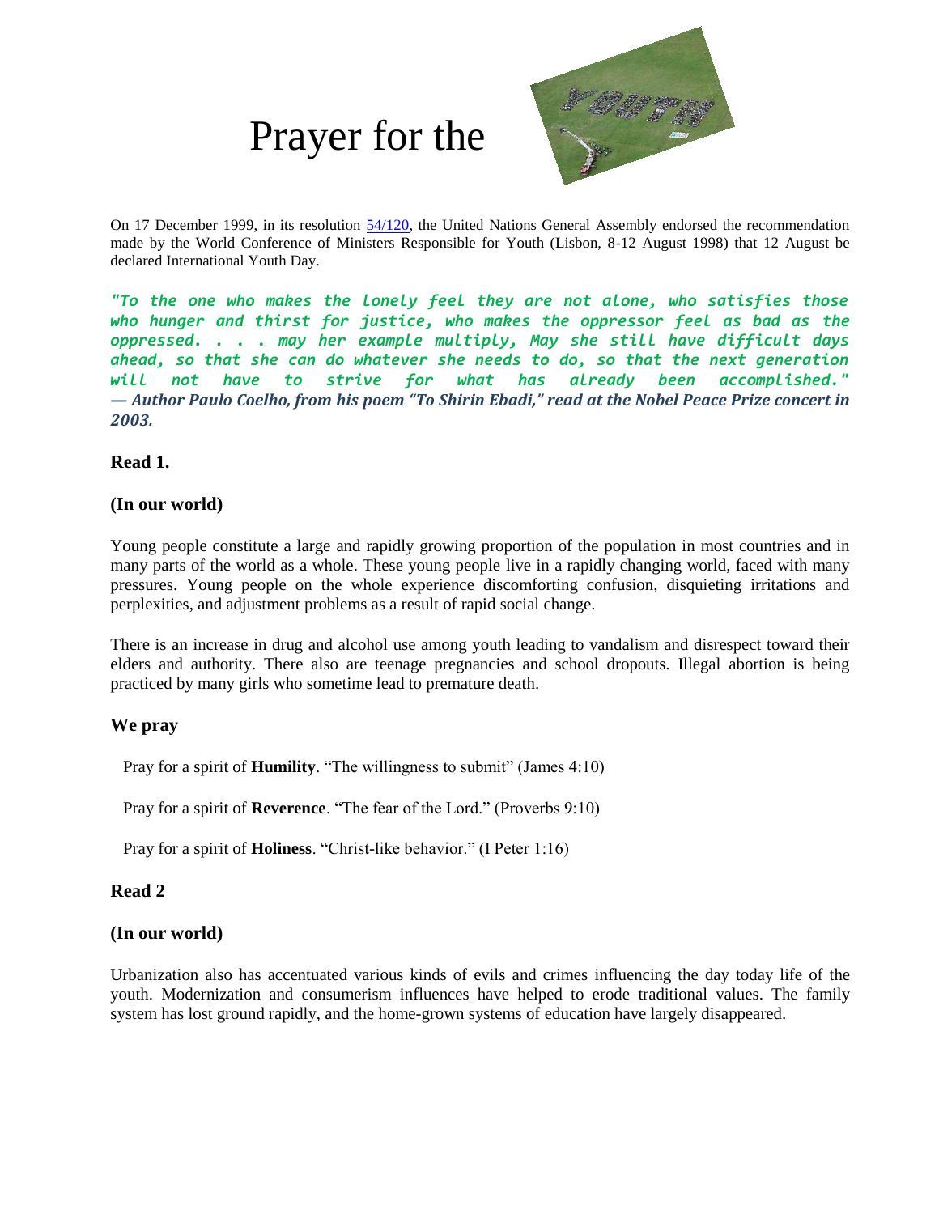# Prayer for the

On 17 December 1999, in its resolution 54/120, the United Nations General Assembly endorsed the recommendation made by the World Conference of Ministers Responsible for Youth (Lisbon, 8-12 August 1998) that 12 August be declared International Youth Day.

***"To the one who makes the lonely feel they are not alone, who satisfies those who hunger and thirst for justice, who makes the oppressor feel as bad as the oppressed. . . . may her example multiply, May she still have difficult days ahead, so that she can do whatever she needs to do, so that the next generation will not have to strive for what has already been accomplished." — Author Paulo Coelho, from his poem "To Shirin Ebadi," read at the Nobel Peace Prize concert in 2003.***

**Read 1.**

**(In our world)**

Young people constitute a large and rapidly growing proportion of the population in most countries and in many parts of the world as a whole. These young people live in a rapidly changing world, faced with many pressures. Young people on the whole experience discomforting confusion, disquieting irritations and perplexities, and adjustment problems as a result of rapid social change.

There is an increase in drug and alcohol use among youth leading to vandalism and disrespect toward their elders and authority. There also are teenage pregnancies and school dropouts. Illegal abortion is being practiced by many girls who sometime lead to premature death.

**We pray**

Pray for a spirit of **Humility**. "The willingness to submit" (James 4:10)

Pray for a spirit of **Reverence**. "The fear of the Lord." (Proverbs 9:10)

Pray for a spirit of **Holiness**. "Christ-like behavior." (I Peter 1:16)

**Read 2**

**(In our world)**

Urbanization also has accentuated various kinds of evils and crimes influencing the day today life of the youth. Modernization and consumerism influences have helped to erode traditional values. The family system has lost ground rapidly, and the home-grown systems of education have largely disappeared.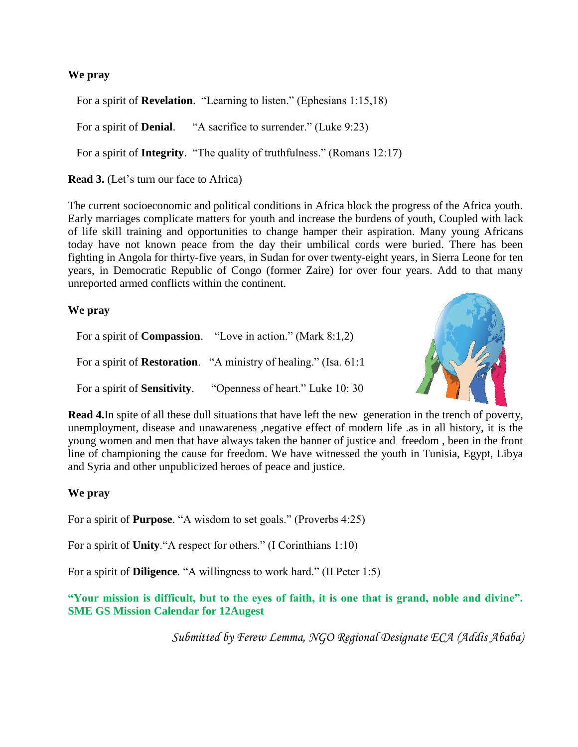**We pray**

For a spirit of **Revelation**. "Learning to listen." (Ephesians 1:15,18)

For a spirit of **Denial**. "A sacrifice to surrender." (Luke 9:23)

For a spirit of **Integrity**. "The quality of truthfulness." (Romans 12:17)

**Read 3.** (Let's turn our face to Africa)

The current socioeconomic and political conditions in Africa block the progress of the Africa youth. Early marriages complicate matters for youth and increase the burdens of youth, Coupled with lack of life skill training and opportunities to change hamper their aspiration. Many young Africans today have not known peace from the day their umbilical cords were buried. There has been fighting in Angola for thirty-five years, in Sudan for over twenty-eight years, in Sierra Leone for ten years, in Democratic Republic of Congo (former Zaire) for over four years. Add to that many unreported armed conflicts within the continent.

**We pray**

For a spirit of **Compassion**. "Love in action." (Mark 8:1,2)

For a spirit of **Restoration**. "A ministry of healing." (Isa. 61:1

For a spirit of **Sensitivity**. "Openness of heart." Luke 10: 30

**Read 4.** In spite of all these dull situations that have left the new generation in the trench of poverty, unemployment, disease and unawareness ,negative effect of modern life .as in all history, it is the young women and men that have always taken the banner of justice and freedom , been in the front line of championing the cause for freedom. We have witnessed the youth in Tunisia, Egypt, Libya and Syria and other unpublicized heroes of peace and justice.

**We pray**

For a spirit of **Purpose**. "A wisdom to set goals." (Proverbs 4:25)

For a spirit of **Unity**."A respect for others." (I Corinthians 1:10)

For a spirit of **Diligence**. "A willingness to work hard." (II Peter 1:5)

**"Your mission is difficult, but to the eyes of faith, it is one that is grand, noble and divine". SME GS Mission Calendar for 12Augest**

*Submitted by Ferew Lemma, NGO Regional Designate ECA (Addis Ababa)*